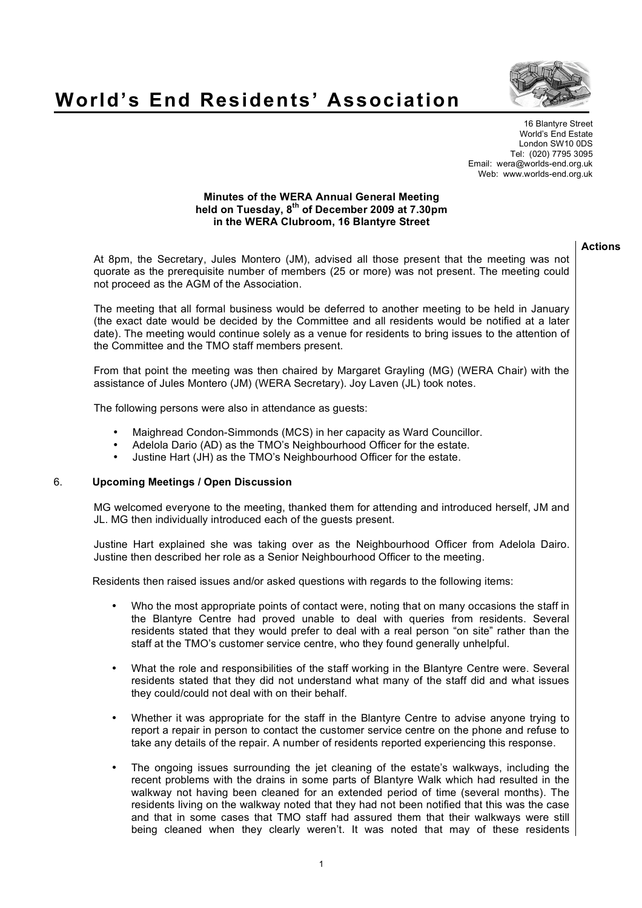# World's End Residents' Association

16 Blantyre Street
World's End Estate
London SW10 0DS
Tel: (020) 7795 3095
Email: wera@worlds-end.org.uk
Web: www.worlds-end.org.uk

**Minutes of the WERA Annual General Meeting**
**held on Tuesday, 8th of December 2009 at 7.30pm**
**in the WERA Clubroom, 16 Blantyre Street**

**Actions**

At 8pm, the Secretary, Jules Montero (JM), advised all those present that the meeting was not quorate as the prerequisite number of members (25 or more) was not present. The meeting could not proceed as the AGM of the Association.

The meeting that all formal business would be deferred to another meeting to be held in January (the exact date would be decided by the Committee and all residents would be notified at a later date). The meeting would continue solely as a venue for residents to bring issues to the attention of the Committee and the TMO staff members present.

From that point the meeting was then chaired by Margaret Grayling (MG) (WERA Chair) with the assistance of Jules Montero (JM) (WERA Secretary). Joy Laven (JL) took notes.

The following persons were also in attendance as guests:

- Maighread Condon-Simmonds (MCS) in her capacity as Ward Councillor.
- Adelola Dario (AD) as the TMO's Neighbourhood Officer for the estate.
- Justine Hart (JH) as the TMO's Neighbourhood Officer for the estate.

6. **Upcoming Meetings / Open Discussion**

MG welcomed everyone to the meeting, thanked them for attending and introduced herself, JM and JL. MG then individually introduced each of the guests present.

Justine Hart explained she was taking over as the Neighbourhood Officer from Adelola Dairo. Justine then described her role as a Senior Neighbourhood Officer to the meeting.

Residents then raised issues and/or asked questions with regards to the following items:

- Who the most appropriate points of contact were, noting that on many occasions the staff in the Blantyre Centre had proved unable to deal with queries from residents. Several residents stated that they would prefer to deal with a real person "on site" rather than the staff at the TMO's customer service centre, who they found generally unhelpful.

- What the role and responsibilities of the staff working in the Blantyre Centre were. Several residents stated that they did not understand what many of the staff did and what issues they could/could not deal with on their behalf.

- Whether it was appropriate for the staff in the Blantyre Centre to advise anyone trying to report a repair in person to contact the customer service centre on the phone and refuse to take any details of the repair. A number of residents reported experiencing this response.

- The ongoing issues surrounding the jet cleaning of the estate's walkways, including the recent problems with the drains in some parts of Blantyre Walk which had resulted in the walkway not having been cleaned for an extended period of time (several months). The residents living on the walkway noted that they had not been notified that this was the case and that in some cases that TMO staff had assured them that their walkways were still being cleaned when they clearly weren't. It was noted that may of these residents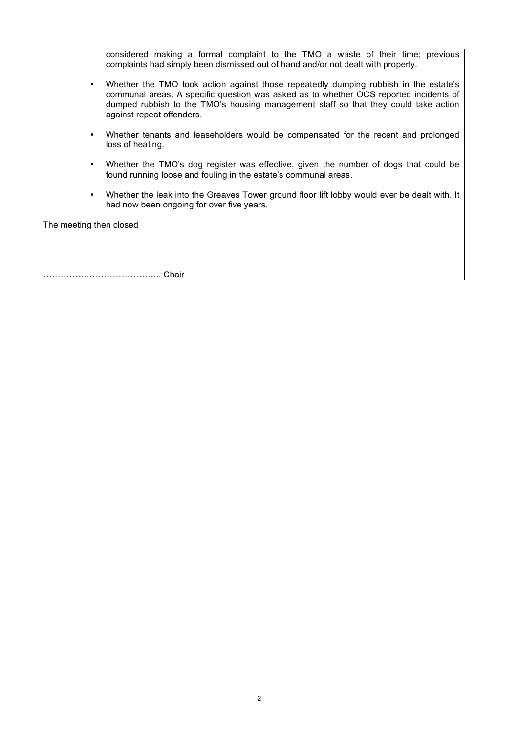considered making a formal complaint to the TMO a waste of their time; previous complaints had simply been dismissed out of hand and/or not dealt with properly.

- Whether the TMO took action against those repeatedly dumping rubbish in the estate's communal areas. A specific question was asked as to whether OCS reported incidents of dumped rubbish to the TMO's housing management staff so that they could take action against repeat offenders.
- Whether tenants and leaseholders would be compensated for the recent and prolonged loss of heating.
- Whether the TMO's dog register was effective, given the number of dogs that could be found running loose and fouling in the estate's communal areas.
- Whether the leak into the Greaves Tower ground floor lift lobby would ever be dealt with. It had now been ongoing for over five years.

The meeting then closed

………………………………….. Chair